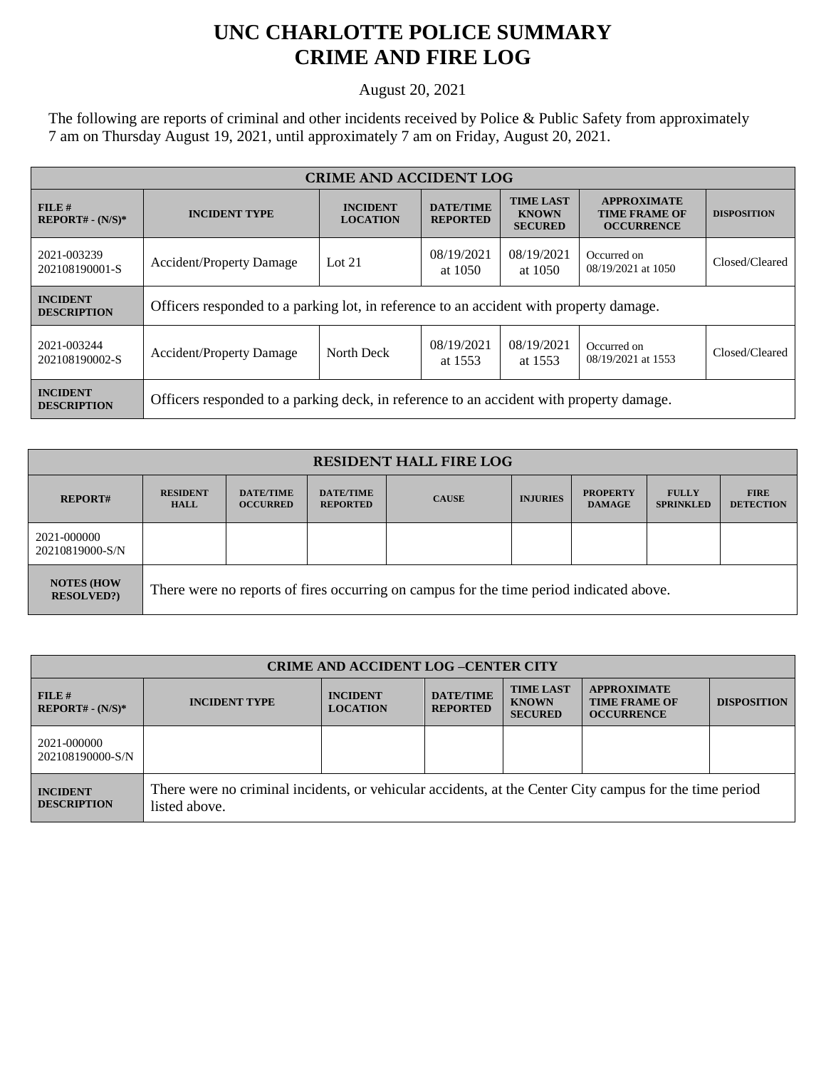# UNC CHARLOTTE POLICE SUMMARY
# CRIME AND FIRE LOG

August 20, 2021

The following are reports of criminal and other incidents received by Police & Public Safety from approximately 7 am on Thursday August 19, 2021, until approximately 7 am on Friday, August 20, 2021.

| CRIME AND ACCIDENT LOG | | | | | | |
|---|---|---|---|---|---|---|
| **FILE # REPORT# - (N/S)*** | **INCIDENT TYPE** | **INCIDENT LOCATION** | **DATE/TIME REPORTED** | **TIME LAST KNOWN SECURED** | **APPROXIMATE TIME FRAME OF OCCURRENCE** | **DISPOSITION** |
| 2021-003239 202108190001-S | Accident/Property Damage | Lot 21 | 08/19/2021 at 1050 | 08/19/2021 at 1050 | Occurred on 08/19/2021 at 1050 | Closed/Cleared |
| **INCIDENT DESCRIPTION** | Officers responded to a parking lot, in reference to an accident with property damage. | | | | | |
| 2021-003244 202108190002-S | Accident/Property Damage | North Deck | 08/19/2021 at 1553 | 08/19/2021 at 1553 | Occurred on 08/19/2021 at 1553 | Closed/Cleared |
| **INCIDENT DESCRIPTION** | Officers responded to a parking deck, in reference to an accident with property damage. | | | | | |

| RESIDENT HALL FIRE LOG | | | | | | | | |
|---|---|---|---|---|---|---|---|---|
| **REPORT#** | **RESIDENT HALL** | **DATE/TIME OCCURRED** | **DATE/TIME REPORTED** | **CAUSE** | **INJURIES** | **PROPERTY DAMAGE** | **FULLY SPRINKLED** | **FIRE DETECTION** |
| 2021-000000 20210819000-S/N | | | | | | | | |
| **NOTES (HOW RESOLVED?)** | There were no reports of fires occurring on campus for the time period indicated above. | | | | | | | |

| CRIME AND ACCIDENT LOG –CENTER CITY | | | | | | |
|---|---|---|---|---|---|---|
| **FILE # REPORT# - (N/S)*** | **INCIDENT TYPE** | **INCIDENT LOCATION** | **DATE/TIME REPORTED** | **TIME LAST KNOWN SECURED** | **APPROXIMATE TIME FRAME OF OCCURRENCE** | **DISPOSITION** |
| 2021-000000 202108190000-S/N | | | | | | |
| **INCIDENT DESCRIPTION** | There were no criminal incidents, or vehicular accidents, at the Center City campus for the time period listed above. | | | | | |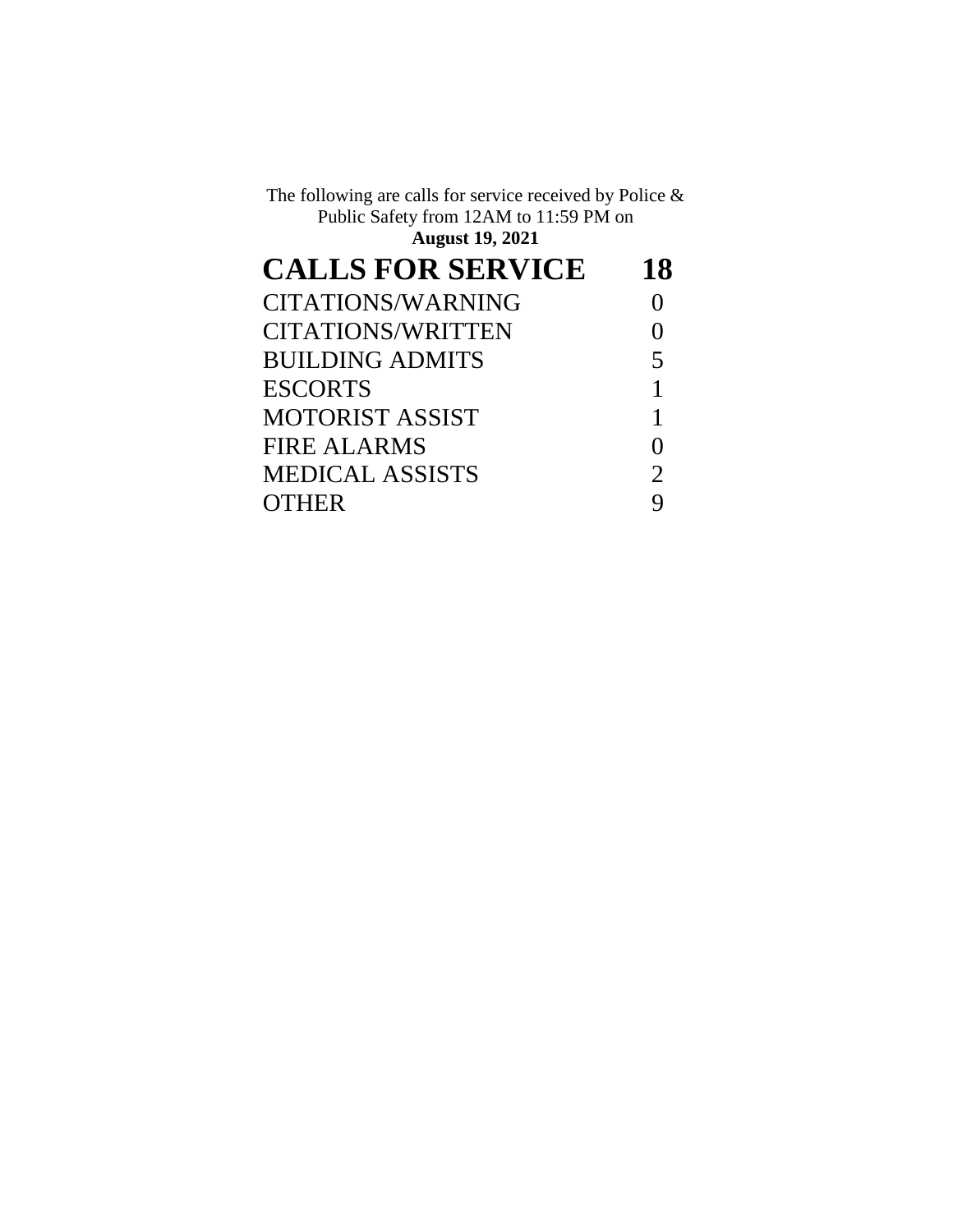The following are calls for service received by Police & Public Safety from 12AM to 11:59 PM on

**August 19, 2021**

| | |
|---|---|
| **CALLS FOR SERVICE** | **18** |
| CITATIONS/WARNING | 0 |
| CITATIONS/WRITTEN | 0 |
| BUILDING ADMITS | 5 |
| ESCORTS | 1 |
| MOTORIST ASSIST | 1 |
| FIRE ALARMS | 0 |
| MEDICAL ASSISTS | 2 |
| OTHER | 9 |